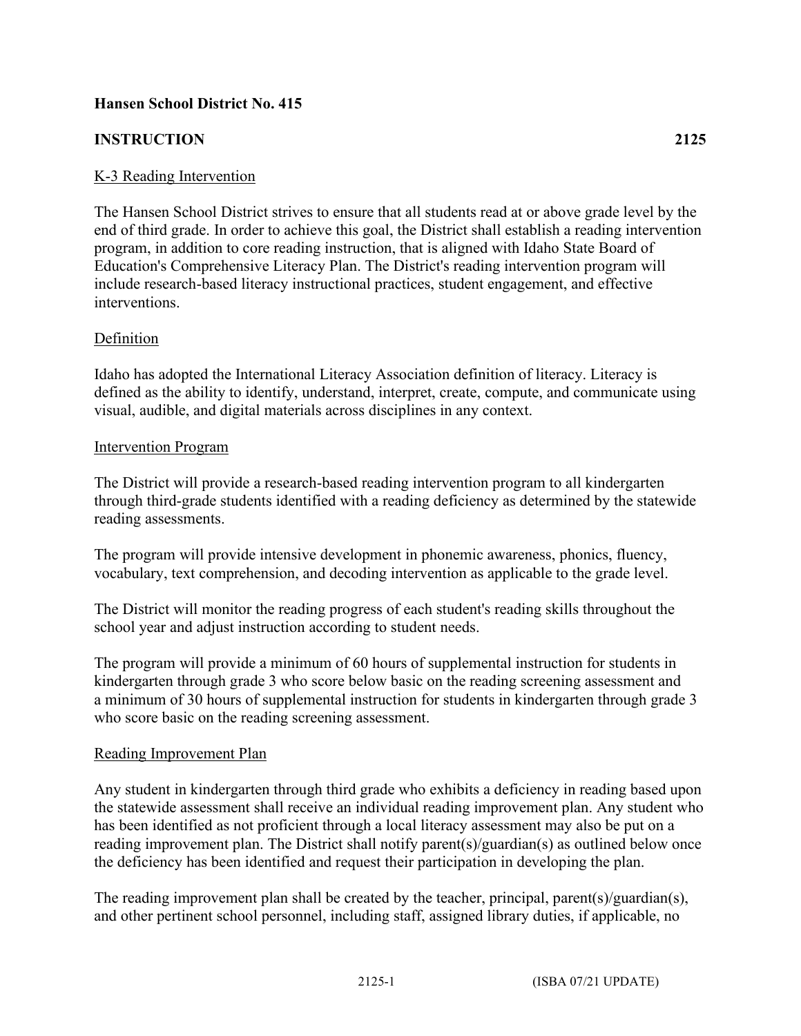**Hansen School District No. 415**

**INSTRUCTION** **2125**

## K-3 Reading Intervention

The Hansen School District strives to ensure that all students read at or above grade level by the end of third grade. In order to achieve this goal, the District shall establish a reading intervention program, in addition to core reading instruction, that is aligned with Idaho State Board of Education's Comprehensive Literacy Plan. The District's reading intervention program will include research-based literacy instructional practices, student engagement, and effective interventions.

### Definition

Idaho has adopted the International Literacy Association definition of literacy. Literacy is defined as the ability to identify, understand, interpret, create, compute, and communicate using visual, audible, and digital materials across disciplines in any context.

### Intervention Program

The District will provide a research-based reading intervention program to all kindergarten through third-grade students identified with a reading deficiency as determined by the statewide reading assessments.

The program will provide intensive development in phonemic awareness, phonics, fluency, vocabulary, text comprehension, and decoding intervention as applicable to the grade level.

The District will monitor the reading progress of each student's reading skills throughout the school year and adjust instruction according to student needs.

The program will provide a minimum of 60 hours of supplemental instruction for students in kindergarten through grade 3 who score below basic on the reading screening assessment and a minimum of 30 hours of supplemental instruction for students in kindergarten through grade 3 who score basic on the reading screening assessment.

### Reading Improvement Plan

Any student in kindergarten through third grade who exhibits a deficiency in reading based upon the statewide assessment shall receive an individual reading improvement plan. Any student who has been identified as not proficient through a local literacy assessment may also be put on a reading improvement plan. The District shall notify parent(s)/guardian(s) as outlined below once the deficiency has been identified and request their participation in developing the plan.

The reading improvement plan shall be created by the teacher, principal, parent(s)/guardian(s), and other pertinent school personnel, including staff, assigned library duties, if applicable, no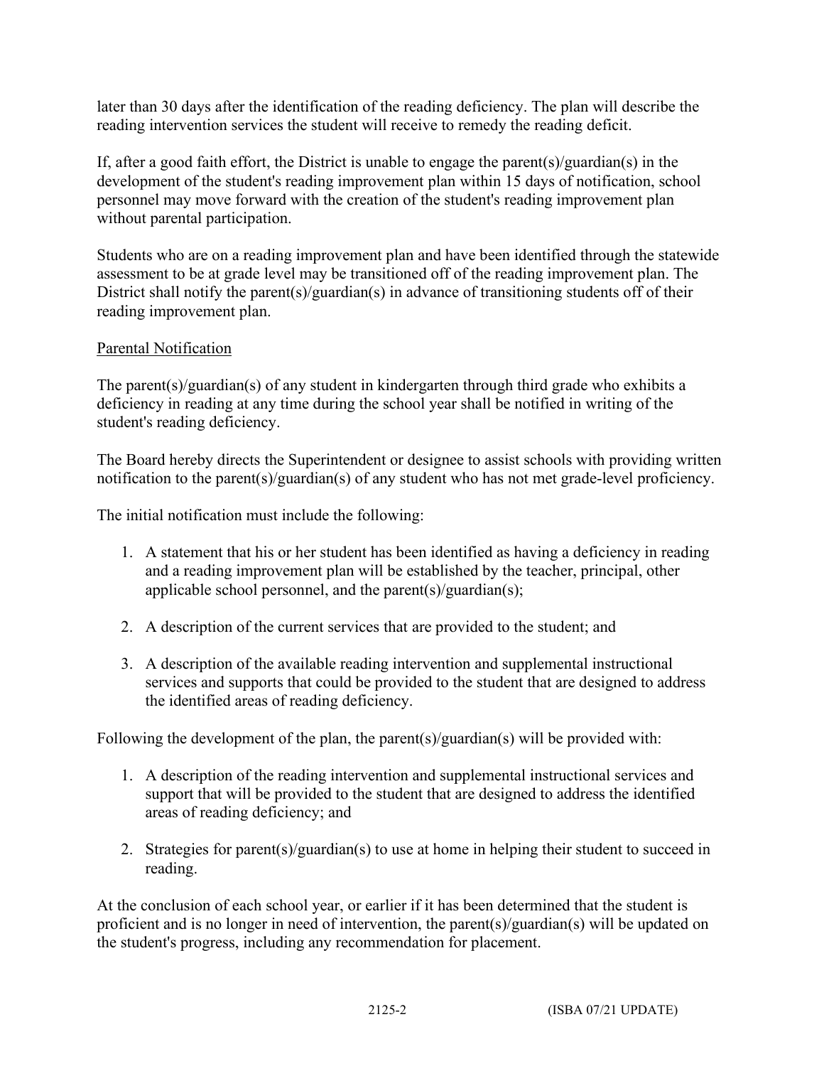later than 30 days after the identification of the reading deficiency. The plan will describe the reading intervention services the student will receive to remedy the reading deficit.

If, after a good faith effort, the District is unable to engage the parent(s)/guardian(s) in the development of the student's reading improvement plan within 15 days of notification, school personnel may move forward with the creation of the student's reading improvement plan without parental participation.

Students who are on a reading improvement plan and have been identified through the statewide assessment to be at grade level may be transitioned off of the reading improvement plan. The District shall notify the parent(s)/guardian(s) in advance of transitioning students off of their reading improvement plan.

Parental Notification

The parent(s)/guardian(s) of any student in kindergarten through third grade who exhibits a deficiency in reading at any time during the school year shall be notified in writing of the student's reading deficiency.

The Board hereby directs the Superintendent or designee to assist schools with providing written notification to the parent(s)/guardian(s) of any student who has not met grade-level proficiency.

The initial notification must include the following:

1. A statement that his or her student has been identified as having a deficiency in reading and a reading improvement plan will be established by the teacher, principal, other applicable school personnel, and the parent(s)/guardian(s);

2. A description of the current services that are provided to the student; and

3. A description of the available reading intervention and supplemental instructional services and supports that could be provided to the student that are designed to address the identified areas of reading deficiency.

Following the development of the plan, the parent(s)/guardian(s) will be provided with:

1. A description of the reading intervention and supplemental instructional services and support that will be provided to the student that are designed to address the identified areas of reading deficiency; and

2. Strategies for parent(s)/guardian(s) to use at home in helping their student to succeed in reading.

At the conclusion of each school year, or earlier if it has been determined that the student is proficient and is no longer in need of intervention, the parent(s)/guardian(s) will be updated on the student's progress, including any recommendation for placement.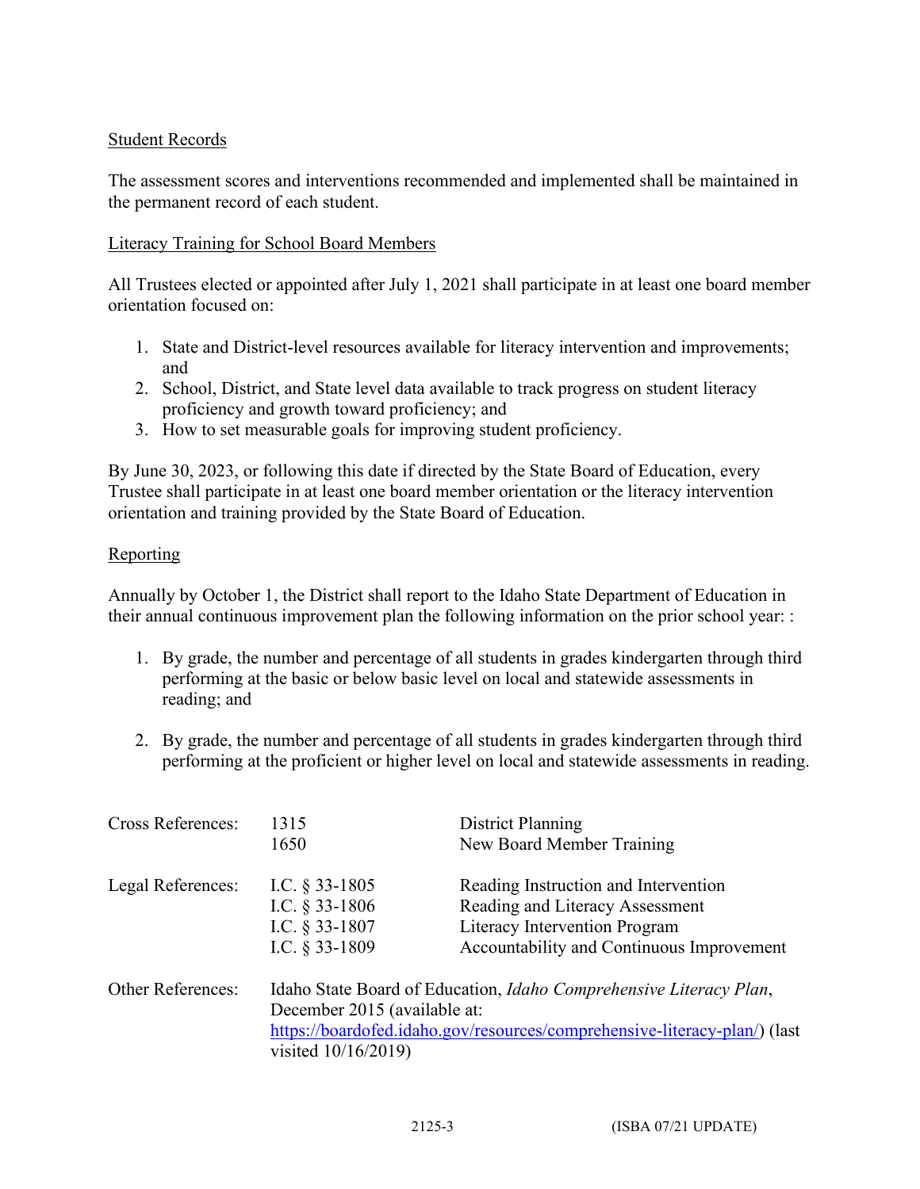Student Records

The assessment scores and interventions recommended and implemented shall be maintained in the permanent record of each student.

Literacy Training for School Board Members

All Trustees elected or appointed after July 1, 2021 shall participate in at least one board member orientation focused on:

1. State and District-level resources available for literacy intervention and improvements; and
2. School, District, and State level data available to track progress on student literacy proficiency and growth toward proficiency; and
3. How to set measurable goals for improving student proficiency.

By June 30, 2023, or following this date if directed by the State Board of Education, every Trustee shall participate in at least one board member orientation or the literacy intervention orientation and training provided by the State Board of Education.

Reporting

Annually by October 1, the District shall report to the Idaho State Department of Education in their annual continuous improvement plan the following information on the prior school year: :

1. By grade, the number and percentage of all students in grades kindergarten through third performing at the basic or below basic level on local and statewide assessments in reading; and

2. By grade, the number and percentage of all students in grades kindergarten through third performing at the proficient or higher level on local and statewide assessments in reading.

| | | |
|---|---|---|
| Cross References: | 1315 | District Planning |
| | 1650 | New Board Member Training |
| Legal References: | I.C. § 33-1805 | Reading Instruction and Intervention |
| | I.C. § 33-1806 | Reading and Literacy Assessment |
| | I.C. § 33-1807 | Literacy Intervention Program |
| | I.C. § 33-1809 | Accountability and Continuous Improvement |

Other References: Idaho State Board of Education, *Idaho Comprehensive Literacy Plan*, December 2015 (available at: https://boardofed.idaho.gov/resources/comprehensive-literacy-plan/) (last visited 10/16/2019)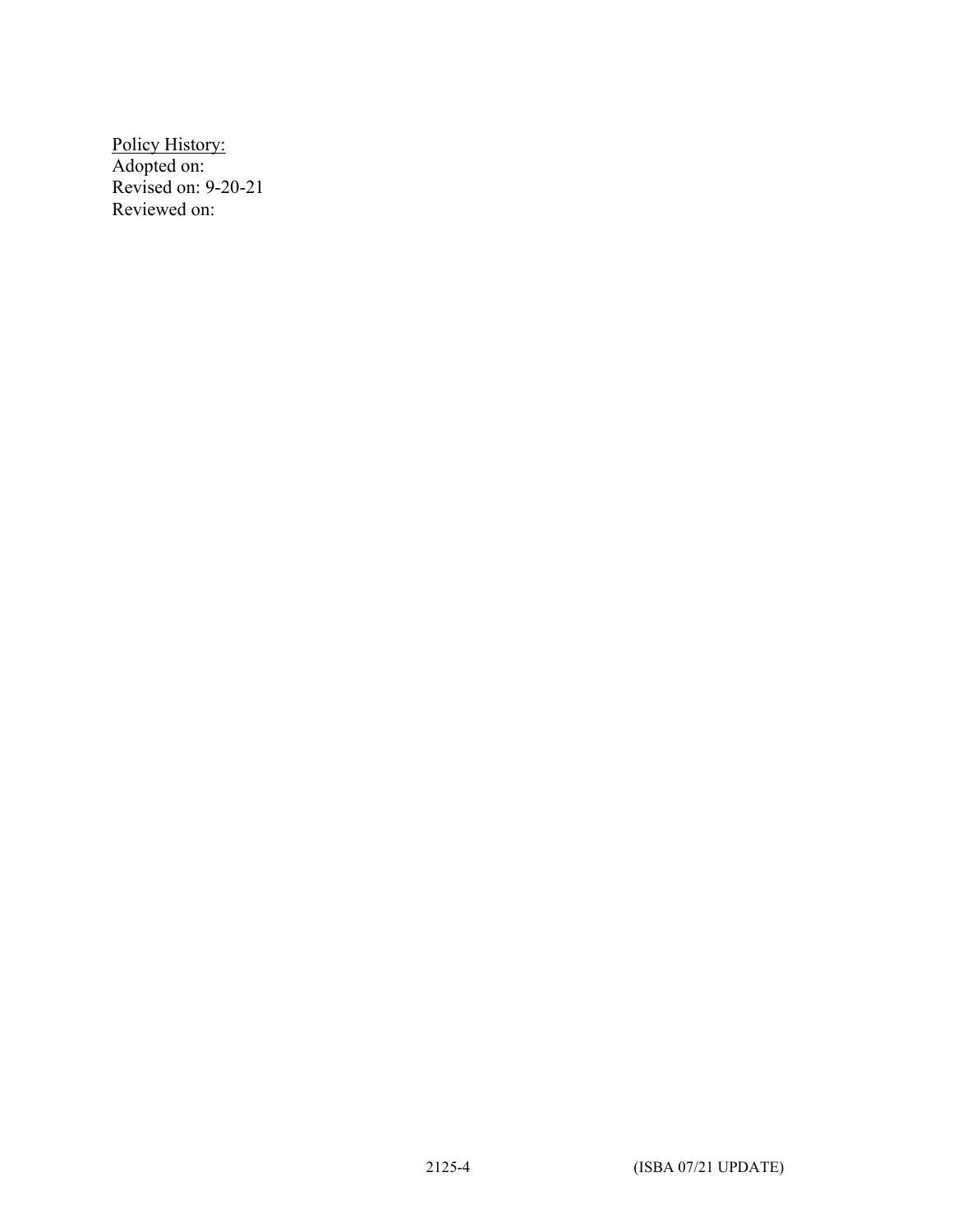<u>Policy History:</u>
Adopted on:
Revised on: 9-20-21
Reviewed on: